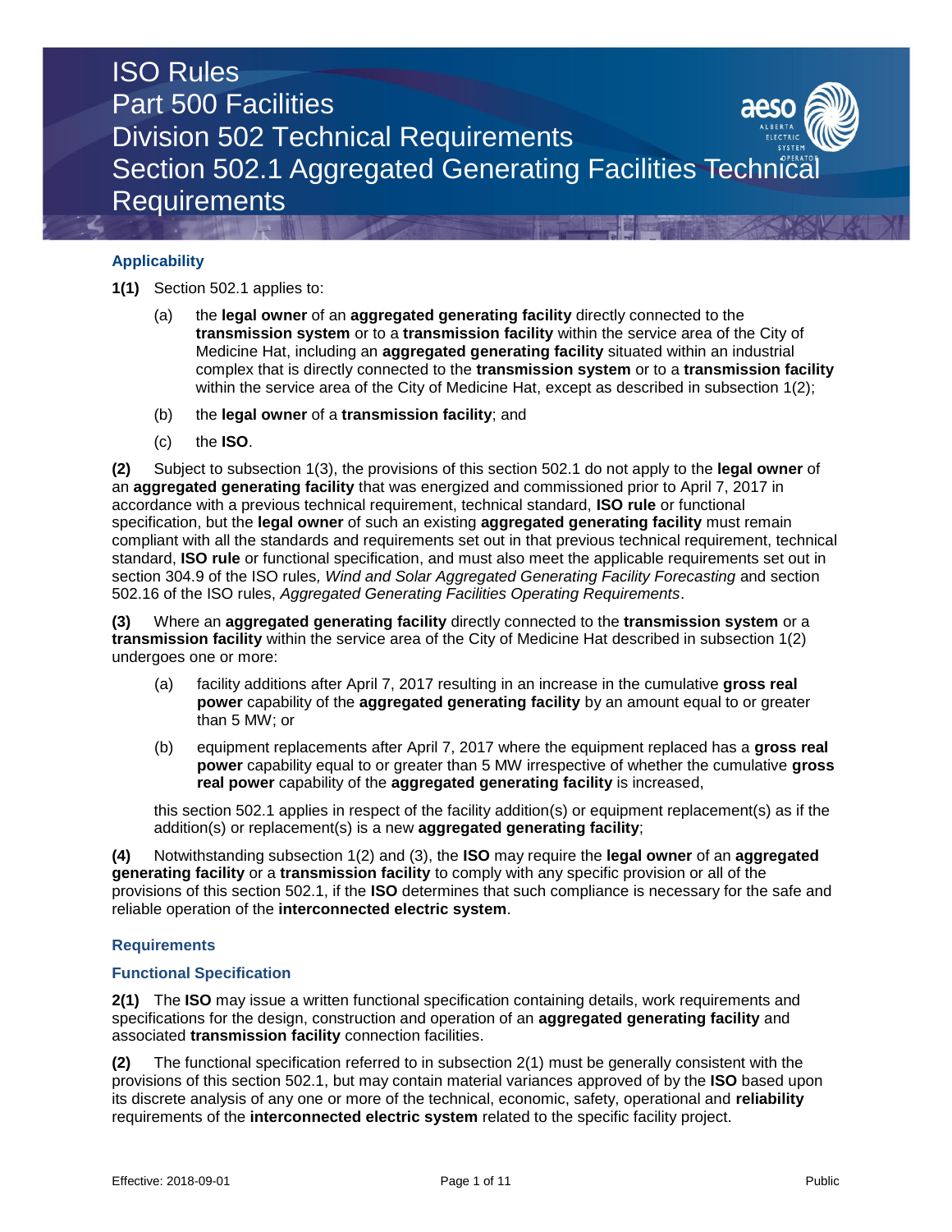# ISO Rules
# Part 500 Facilities
# Division 502 Technical Requirements
# Section 502.1 Aggregated Generating Facilities Technical Requirements

## Applicability

**1(1)** Section 502.1 applies to:

(a) the **legal owner** of an **aggregated generating facility** directly connected to the **transmission system** or to a **transmission facility** within the service area of the City of Medicine Hat, including an **aggregated generating facility** situated within an industrial complex that is directly connected to the **transmission system** or to a **transmission facility** within the service area of the City of Medicine Hat, except as described in subsection 1(2);

(b) the **legal owner** of a **transmission facility**; and

(c) the **ISO**.

**(2)** Subject to subsection 1(3), the provisions of this section 502.1 do not apply to the **legal owner** of an **aggregated generating facility** that was energized and commissioned prior to April 7, 2017 in accordance with a previous technical requirement, technical standard, **ISO rule** or functional specification, but the **legal owner** of such an existing **aggregated generating facility** must remain compliant with all the standards and requirements set out in that previous technical requirement, technical standard, **ISO rule** or functional specification, and must also meet the applicable requirements set out in section 304.9 of the ISO rules*, Wind and Solar Aggregated Generating Facility Forecasting* and section 502.16 of the ISO rules, *Aggregated Generating Facilities Operating Requirements*.

**(3)** Where an **aggregated generating facility** directly connected to the **transmission system** or a **transmission facility** within the service area of the City of Medicine Hat described in subsection 1(2) undergoes one or more:

(a) facility additions after April 7, 2017 resulting in an increase in the cumulative **gross real power** capability of the **aggregated generating facility** by an amount equal to or greater than 5 MW; or

(b) equipment replacements after April 7, 2017 where the equipment replaced has a **gross real power** capability equal to or greater than 5 MW irrespective of whether the cumulative **gross real power** capability of the **aggregated generating facility** is increased,

this section 502.1 applies in respect of the facility addition(s) or equipment replacement(s) as if the addition(s) or replacement(s) is a new **aggregated generating facility**;

**(4)** Notwithstanding subsection 1(2) and (3), the **ISO** may require the **legal owner** of an **aggregated generating facility** or a **transmission facility** to comply with any specific provision or all of the provisions of this section 502.1, if the **ISO** determines that such compliance is necessary for the safe and reliable operation of the **interconnected electric system**.

## Requirements

### Functional Specification

**2(1)** The **ISO** may issue a written functional specification containing details, work requirements and specifications for the design, construction and operation of an **aggregated generating facility** and associated **transmission facility** connection facilities.

**(2)** The functional specification referred to in subsection 2(1) must be generally consistent with the provisions of this section 502.1, but may contain material variances approved of by the **ISO** based upon its discrete analysis of any one or more of the technical, economic, safety, operational and **reliability** requirements of the **interconnected electric system** related to the specific facility project.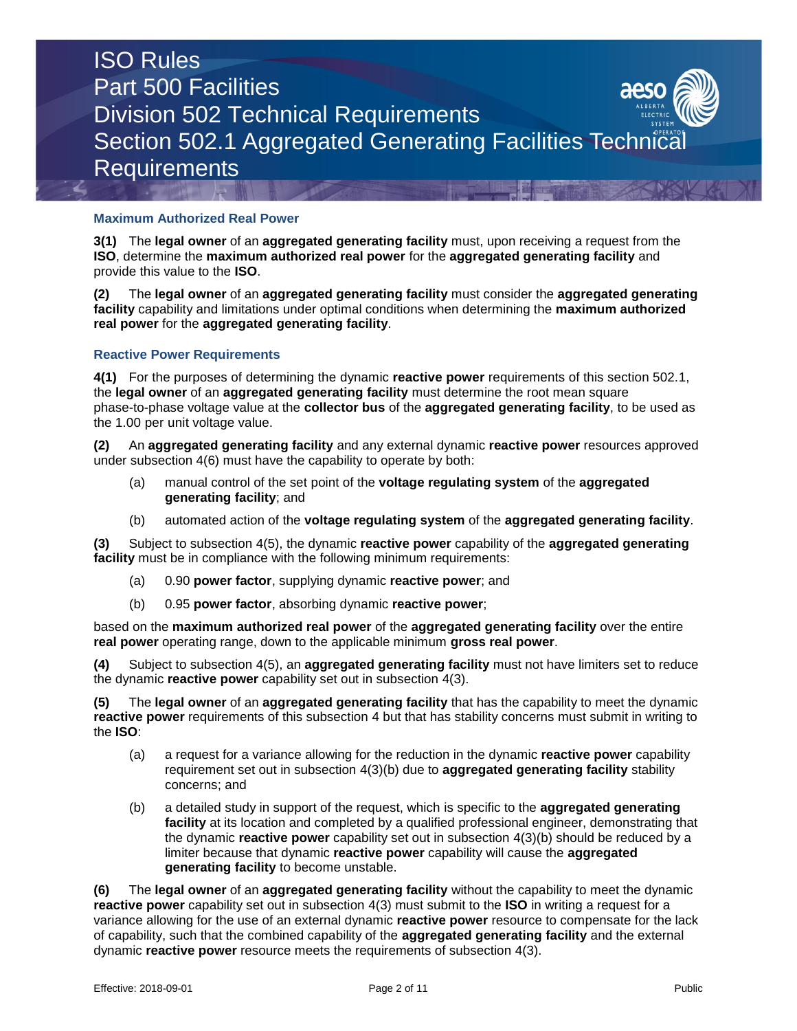### Maximum Authorized Real Power

**3(1)** The **legal owner** of an **aggregated generating facility** must, upon receiving a request from the **ISO**, determine the **maximum authorized real power** for the **aggregated generating facility** and provide this value to the **ISO**.

**(2)** The **legal owner** of an **aggregated generating facility** must consider the **aggregated generating facility** capability and limitations under optimal conditions when determining the **maximum authorized real power** for the **aggregated generating facility**.

### Reactive Power Requirements

**4(1)** For the purposes of determining the dynamic **reactive power** requirements of this section 502.1, the **legal owner** of an **aggregated generating facility** must determine the root mean square phase-to-phase voltage value at the **collector bus** of the **aggregated generating facility**, to be used as the 1.00 per unit voltage value.

**(2)** An **aggregated generating facility** and any external dynamic **reactive power** resources approved under subsection 4(6) must have the capability to operate by both:

- (a) manual control of the set point of the **voltage regulating system** of the **aggregated generating facility**; and
- (b) automated action of the **voltage regulating system** of the **aggregated generating facility**.

**(3)** Subject to subsection 4(5), the dynamic **reactive power** capability of the **aggregated generating facility** must be in compliance with the following minimum requirements:

- (a) 0.90 **power factor**, supplying dynamic **reactive power**; and
- (b) 0.95 **power factor**, absorbing dynamic **reactive power**;

based on the **maximum authorized real power** of the **aggregated generating facility** over the entire **real power** operating range, down to the applicable minimum **gross real power**.

**(4)** Subject to subsection 4(5), an **aggregated generating facility** must not have limiters set to reduce the dynamic **reactive power** capability set out in subsection 4(3).

**(5)** The **legal owner** of an **aggregated generating facility** that has the capability to meet the dynamic **reactive power** requirements of this subsection 4 but that has stability concerns must submit in writing to the **ISO**:

- (a) a request for a variance allowing for the reduction in the dynamic **reactive power** capability requirement set out in subsection 4(3)(b) due to **aggregated generating facility** stability concerns; and
- (b) a detailed study in support of the request, which is specific to the **aggregated generating facility** at its location and completed by a qualified professional engineer, demonstrating that the dynamic **reactive power** capability set out in subsection 4(3)(b) should be reduced by a limiter because that dynamic **reactive power** capability will cause the **aggregated generating facility** to become unstable.

**(6)** The **legal owner** of an **aggregated generating facility** without the capability to meet the dynamic **reactive power** capability set out in subsection 4(3) must submit to the **ISO** in writing a request for a variance allowing for the use of an external dynamic **reactive power** resource to compensate for the lack of capability, such that the combined capability of the **aggregated generating facility** and the external dynamic **reactive power** resource meets the requirements of subsection 4(3).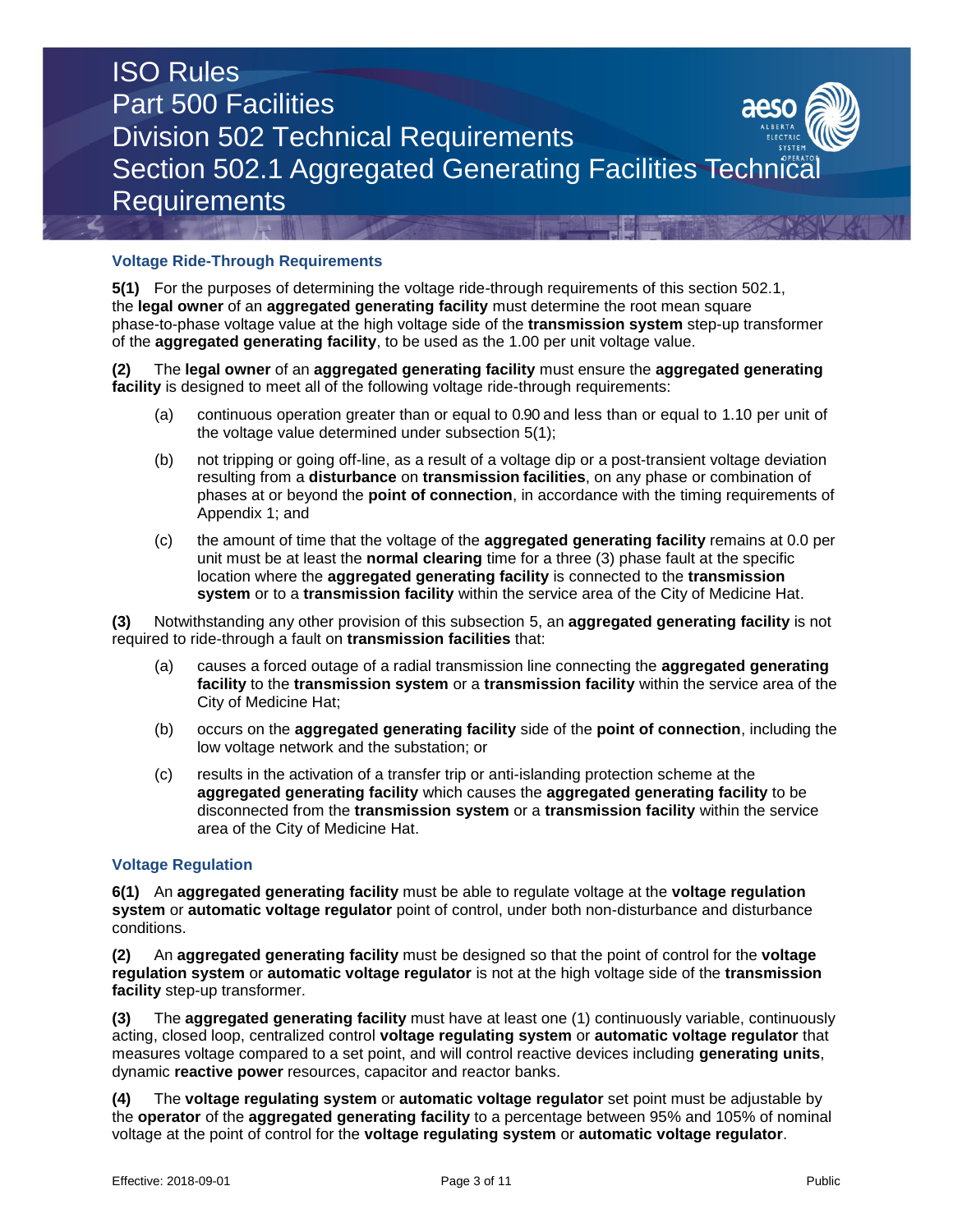### Voltage Ride-Through Requirements

**5(1)** For the purposes of determining the voltage ride-through requirements of this section 502.1, the **legal owner** of an **aggregated generating facility** must determine the root mean square phase-to-phase voltage value at the high voltage side of the **transmission system** step-up transformer of the **aggregated generating facility**, to be used as the 1.00 per unit voltage value.

**(2)** The **legal owner** of an **aggregated generating facility** must ensure the **aggregated generating facility** is designed to meet all of the following voltage ride-through requirements:

- (a) continuous operation greater than or equal to 0.90 and less than or equal to 1.10 per unit of the voltage value determined under subsection 5(1);
- (b) not tripping or going off-line, as a result of a voltage dip or a post-transient voltage deviation resulting from a **disturbance** on **transmission facilities**, on any phase or combination of phases at or beyond the **point of connection**, in accordance with the timing requirements of Appendix 1; and
- (c) the amount of time that the voltage of the **aggregated generating facility** remains at 0.0 per unit must be at least the **normal clearing** time for a three (3) phase fault at the specific location where the **aggregated generating facility** is connected to the **transmission system** or to a **transmission facility** within the service area of the City of Medicine Hat.

**(3)** Notwithstanding any other provision of this subsection 5, an **aggregated generating facility** is not required to ride-through a fault on **transmission facilities** that:

- (a) causes a forced outage of a radial transmission line connecting the **aggregated generating facility** to the **transmission system** or a **transmission facility** within the service area of the City of Medicine Hat;
- (b) occurs on the **aggregated generating facility** side of the **point of connection**, including the low voltage network and the substation; or
- (c) results in the activation of a transfer trip or anti-islanding protection scheme at the **aggregated generating facility** which causes the **aggregated generating facility** to be disconnected from the **transmission system** or a **transmission facility** within the service area of the City of Medicine Hat.

### Voltage Regulation

**6(1)** An **aggregated generating facility** must be able to regulate voltage at the **voltage regulation system** or **automatic voltage regulator** point of control, under both non-disturbance and disturbance conditions.

**(2)** An **aggregated generating facility** must be designed so that the point of control for the **voltage regulation system** or **automatic voltage regulator** is not at the high voltage side of the **transmission facility** step-up transformer.

**(3)** The **aggregated generating facility** must have at least one (1) continuously variable, continuously acting, closed loop, centralized control **voltage regulating system** or **automatic voltage regulator** that measures voltage compared to a set point, and will control reactive devices including **generating units**, dynamic **reactive power** resources, capacitor and reactor banks.

**(4)** The **voltage regulating system** or **automatic voltage regulator** set point must be adjustable by the **operator** of the **aggregated generating facility** to a percentage between 95% and 105% of nominal voltage at the point of control for the **voltage regulating system** or **automatic voltage regulator**.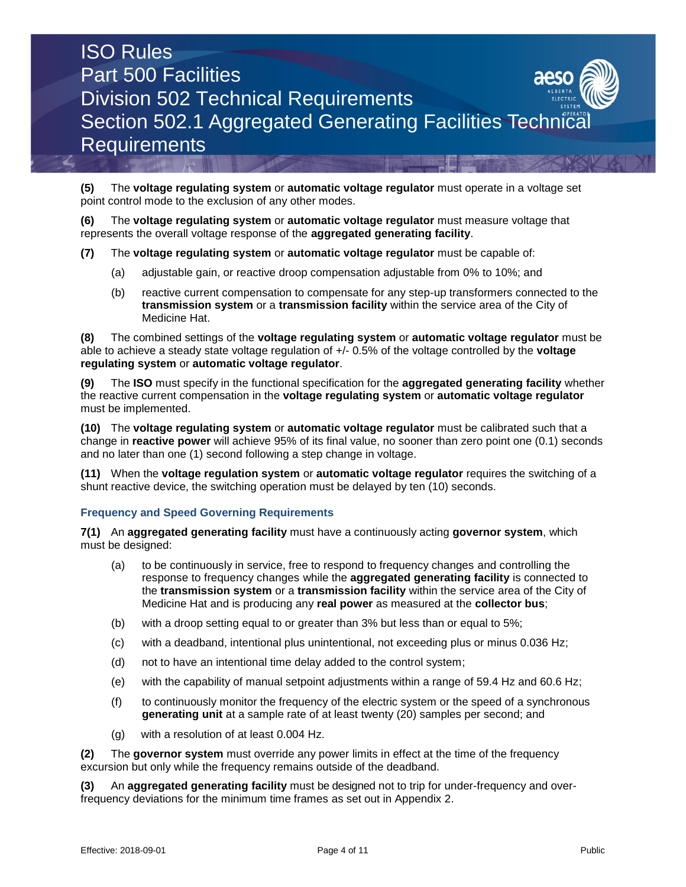**(5)** The **voltage regulating system** or **automatic voltage regulator** must operate in a voltage set point control mode to the exclusion of any other modes.

**(6)** The **voltage regulating system** or **automatic voltage regulator** must measure voltage that represents the overall voltage response of the **aggregated generating facility**.

**(7)** The **voltage regulating system** or **automatic voltage regulator** must be capable of:

- (a) adjustable gain, or reactive droop compensation adjustable from 0% to 10%; and
- (b) reactive current compensation to compensate for any step-up transformers connected to the **transmission system** or a **transmission facility** within the service area of the City of Medicine Hat.

**(8)** The combined settings of the **voltage regulating system** or **automatic voltage regulator** must be able to achieve a steady state voltage regulation of +/- 0.5% of the voltage controlled by the **voltage regulating system** or **automatic voltage regulator**.

**(9)** The **ISO** must specify in the functional specification for the **aggregated generating facility** whether the reactive current compensation in the **voltage regulating system** or **automatic voltage regulator** must be implemented.

**(10)** The **voltage regulating system** or **automatic voltage regulator** must be calibrated such that a change in **reactive power** will achieve 95% of its final value, no sooner than zero point one (0.1) seconds and no later than one (1) second following a step change in voltage.

**(11)** When the **voltage regulation system** or **automatic voltage regulator** requires the switching of a shunt reactive device, the switching operation must be delayed by ten (10) seconds.

### Frequency and Speed Governing Requirements

**7(1)** An **aggregated generating facility** must have a continuously acting **governor system**, which must be designed:

- (a) to be continuously in service, free to respond to frequency changes and controlling the response to frequency changes while the **aggregated generating facility** is connected to the **transmission system** or a **transmission facility** within the service area of the City of Medicine Hat and is producing any **real power** as measured at the **collector bus**;
- (b) with a droop setting equal to or greater than 3% but less than or equal to 5%;
- (c) with a deadband, intentional plus unintentional, not exceeding plus or minus 0.036 Hz;
- (d) not to have an intentional time delay added to the control system;
- (e) with the capability of manual setpoint adjustments within a range of 59.4 Hz and 60.6 Hz;
- (f) to continuously monitor the frequency of the electric system or the speed of a synchronous **generating unit** at a sample rate of at least twenty (20) samples per second; and
- (g) with a resolution of at least 0.004 Hz.

**(2)** The **governor system** must override any power limits in effect at the time of the frequency excursion but only while the frequency remains outside of the deadband.

**(3)** An **aggregated generating facility** must be designed not to trip for under-frequency and over-frequency deviations for the minimum time frames as set out in Appendix 2.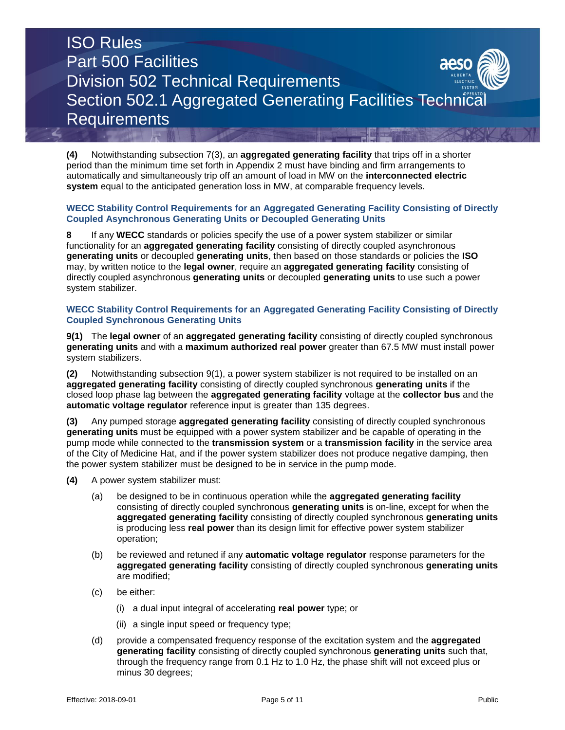**(4)** Notwithstanding subsection 7(3), an **aggregated generating facility** that trips off in a shorter period than the minimum time set forth in Appendix 2 must have binding and firm arrangements to automatically and simultaneously trip off an amount of load in MW on the **interconnected electric system** equal to the anticipated generation loss in MW, at comparable frequency levels.

### WECC Stability Control Requirements for an Aggregated Generating Facility Consisting of Directly Coupled Asynchronous Generating Units or Decoupled Generating Units

**8** If any **WECC** standards or policies specify the use of a power system stabilizer or similar functionality for an **aggregated generating facility** consisting of directly coupled asynchronous **generating units** or decoupled **generating units**, then based on those standards or policies the **ISO** may, by written notice to the **legal owner**, require an **aggregated generating facility** consisting of directly coupled asynchronous **generating units** or decoupled **generating units** to use such a power system stabilizer.

### WECC Stability Control Requirements for an Aggregated Generating Facility Consisting of Directly Coupled Synchronous Generating Units

**9(1)** The **legal owner** of an **aggregated generating facility** consisting of directly coupled synchronous **generating units** and with a **maximum authorized real power** greater than 67.5 MW must install power system stabilizers.

**(2)** Notwithstanding subsection 9(1), a power system stabilizer is not required to be installed on an **aggregated generating facility** consisting of directly coupled synchronous **generating units** if the closed loop phase lag between the **aggregated generating facility** voltage at the **collector bus** and the **automatic voltage regulator** reference input is greater than 135 degrees.

**(3)** Any pumped storage **aggregated generating facility** consisting of directly coupled synchronous **generating units** must be equipped with a power system stabilizer and be capable of operating in the pump mode while connected to the **transmission system** or a **transmission facility** in the service area of the City of Medicine Hat, and if the power system stabilizer does not produce negative damping, then the power system stabilizer must be designed to be in service in the pump mode.

**(4)** A power system stabilizer must:

(a) be designed to be in continuous operation while the **aggregated generating facility** consisting of directly coupled synchronous **generating units** is on-line, except for when the **aggregated generating facility** consisting of directly coupled synchronous **generating units** is producing less **real power** than its design limit for effective power system stabilizer operation;

(b) be reviewed and retuned if any **automatic voltage regulator** response parameters for the **aggregated generating facility** consisting of directly coupled synchronous **generating units** are modified;

(c) be either:

  (i) a dual input integral of accelerating **real power** type; or

  (ii) a single input speed or frequency type;

(d) provide a compensated frequency response of the excitation system and the **aggregated generating facility** consisting of directly coupled synchronous **generating units** such that, through the frequency range from 0.1 Hz to 1.0 Hz, the phase shift will not exceed plus or minus 30 degrees;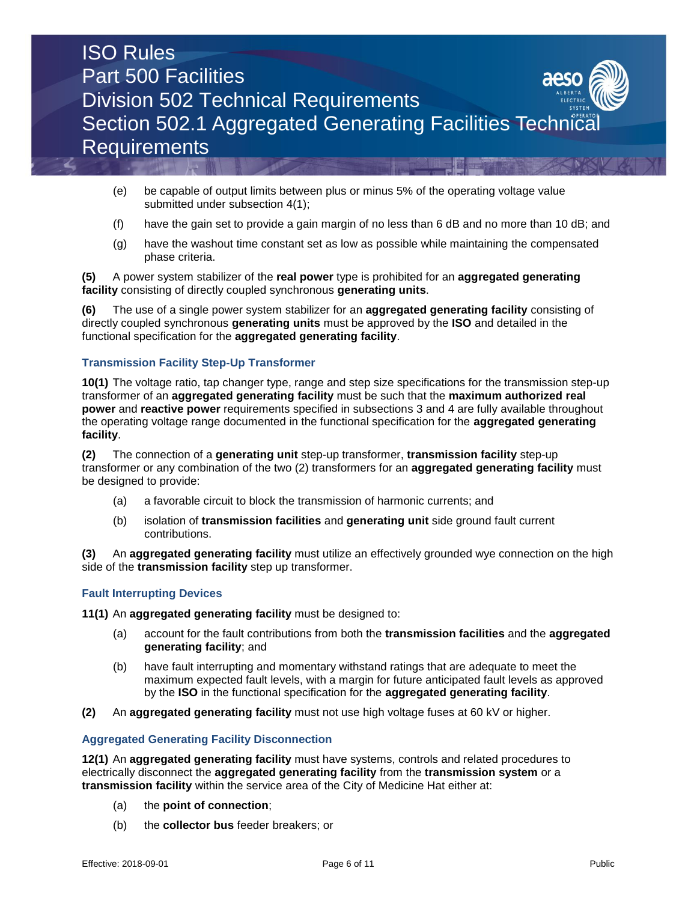(e) be capable of output limits between plus or minus 5% of the operating voltage value submitted under subsection 4(1);

(f) have the gain set to provide a gain margin of no less than 6 dB and no more than 10 dB; and

(g) have the washout time constant set as low as possible while maintaining the compensated phase criteria.

**(5)** A power system stabilizer of the **real power** type is prohibited for an **aggregated generating facility** consisting of directly coupled synchronous **generating units**.

**(6)** The use of a single power system stabilizer for an **aggregated generating facility** consisting of directly coupled synchronous **generating units** must be approved by the **ISO** and detailed in the functional specification for the **aggregated generating facility**.

### Transmission Facility Step-Up Transformer

**10(1)** The voltage ratio, tap changer type, range and step size specifications for the transmission step-up transformer of an **aggregated generating facility** must be such that the **maximum authorized real power** and **reactive power** requirements specified in subsections 3 and 4 are fully available throughout the operating voltage range documented in the functional specification for the **aggregated generating facility**.

**(2)** The connection of a **generating unit** step-up transformer, **transmission facility** step-up transformer or any combination of the two (2) transformers for an **aggregated generating facility** must be designed to provide:

(a) a favorable circuit to block the transmission of harmonic currents; and

(b) isolation of **transmission facilities** and **generating unit** side ground fault current contributions.

**(3)** An **aggregated generating facility** must utilize an effectively grounded wye connection on the high side of the **transmission facility** step up transformer.

### Fault Interrupting Devices

**11(1)** An **aggregated generating facility** must be designed to:

(a) account for the fault contributions from both the **transmission facilities** and the **aggregated generating facility**; and

(b) have fault interrupting and momentary withstand ratings that are adequate to meet the maximum expected fault levels, with a margin for future anticipated fault levels as approved by the **ISO** in the functional specification for the **aggregated generating facility**.

**(2)** An **aggregated generating facility** must not use high voltage fuses at 60 kV or higher.

### Aggregated Generating Facility Disconnection

**12(1)** An **aggregated generating facility** must have systems, controls and related procedures to electrically disconnect the **aggregated generating facility** from the **transmission system** or a **transmission facility** within the service area of the City of Medicine Hat either at:

(a) the **point of connection**;

(b) the **collector bus** feeder breakers; or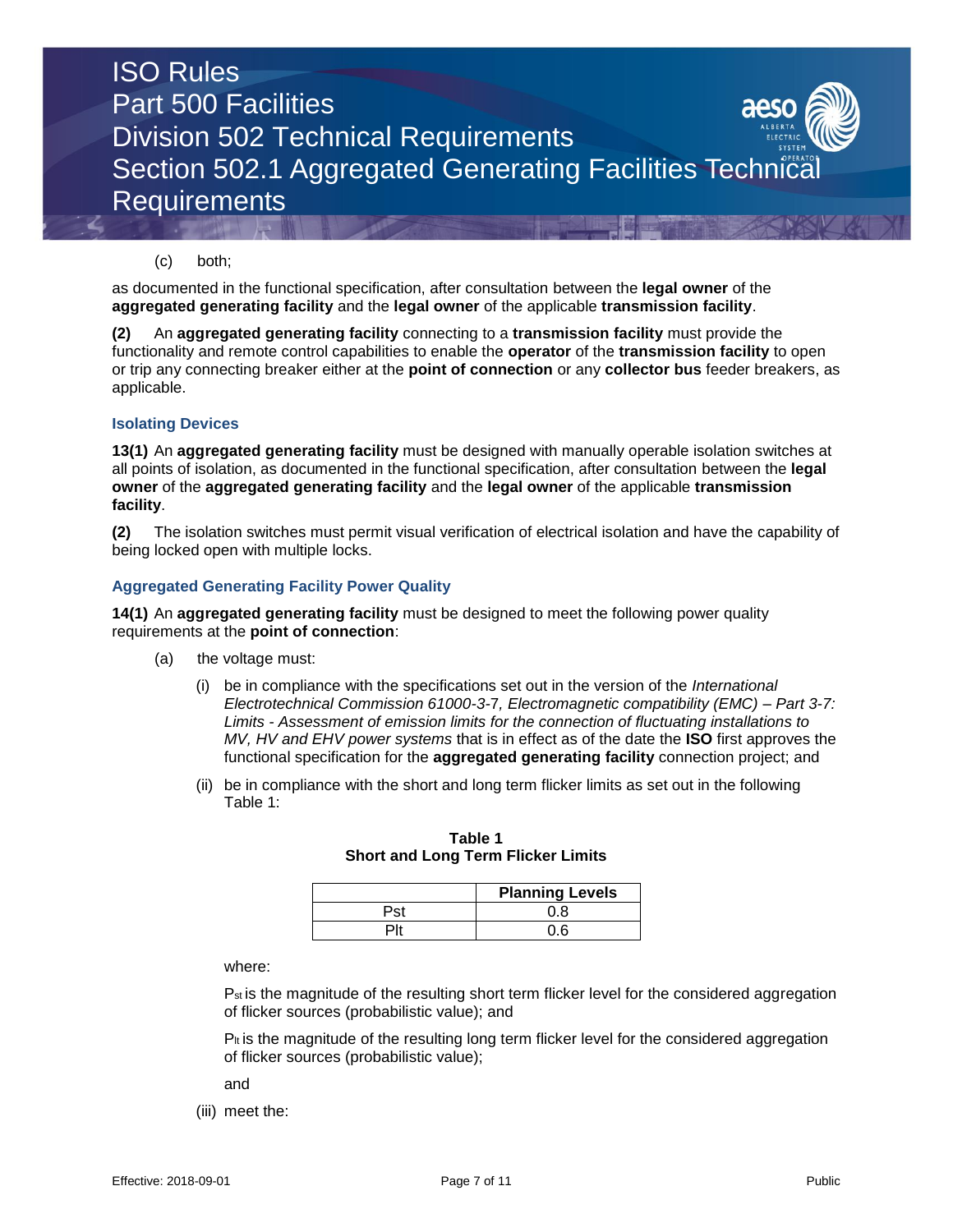(c) both;

as documented in the functional specification, after consultation between the **legal owner** of the **aggregated generating facility** and the **legal owner** of the applicable **transmission facility**.

**(2)** An **aggregated generating facility** connecting to a **transmission facility** must provide the functionality and remote control capabilities to enable the **operator** of the **transmission facility** to open or trip any connecting breaker either at the **point of connection** or any **collector bus** feeder breakers, as applicable.

### Isolating Devices

**13(1)** An **aggregated generating facility** must be designed with manually operable isolation switches at all points of isolation, as documented in the functional specification, after consultation between the **legal owner** of the **aggregated generating facility** and the **legal owner** of the applicable **transmission facility**.

**(2)** The isolation switches must permit visual verification of electrical isolation and have the capability of being locked open with multiple locks.

### Aggregated Generating Facility Power Quality

**14(1)** An **aggregated generating facility** must be designed to meet the following power quality requirements at the **point of connection**:

(a) the voltage must:

(i) be in compliance with the specifications set out in the version of the *International Electrotechnical Commission 61000-3-7, Electromagnetic compatibility (EMC) – Part 3-7: Limits - Assessment of emission limits for the connection of fluctuating installations to MV, HV and EHV power systems* that is in effect as of the date the **ISO** first approves the functional specification for the **aggregated generating facility** connection project; and

(ii) be in compliance with the short and long term flicker limits as set out in the following Table 1:

**Table 1**
**Short and Long Term Flicker Limits**

| | Planning Levels |
|---|---|
| Pst | 0.8 |
| Plt | 0.6 |

where:

$P_{st}$ is the magnitude of the resulting short term flicker level for the considered aggregation of flicker sources (probabilistic value); and

$P_{lt}$ is the magnitude of the resulting long term flicker level for the considered aggregation of flicker sources (probabilistic value);

and

(iii) meet the: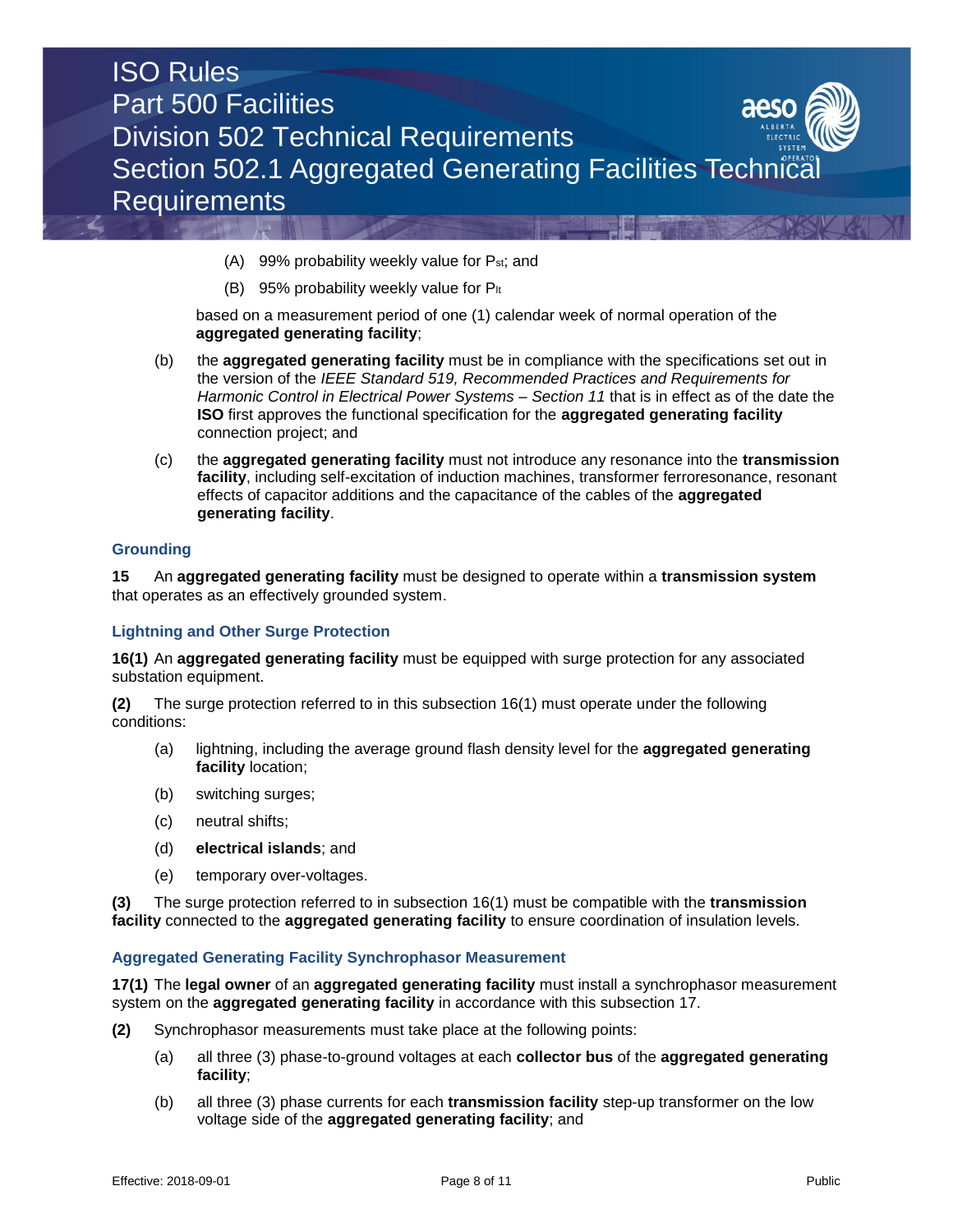(A) 99% probability weekly value for $P_{st}$; and

(B) 95% probability weekly value for $P_{lt}$

based on a measurement period of one (1) calendar week of normal operation of the **aggregated generating facility**;

(b) the **aggregated generating facility** must be in compliance with the specifications set out in the version of the *IEEE Standard 519, Recommended Practices and Requirements for Harmonic Control in Electrical Power Systems – Section 11* that is in effect as of the date the **ISO** first approves the functional specification for the **aggregated generating facility** connection project; and

(c) the **aggregated generating facility** must not introduce any resonance into the **transmission facility**, including self-excitation of induction machines, transformer ferroresonance, resonant effects of capacitor additions and the capacitance of the cables of the **aggregated generating facility**.

### Grounding

**15** An **aggregated generating facility** must be designed to operate within a **transmission system** that operates as an effectively grounded system.

### Lightning and Other Surge Protection

**16(1)** An **aggregated generating facility** must be equipped with surge protection for any associated substation equipment.

**(2)** The surge protection referred to in this subsection 16(1) must operate under the following conditions:

(a) lightning, including the average ground flash density level for the **aggregated generating facility** location;

(b) switching surges;

(c) neutral shifts;

(d) **electrical islands**; and

(e) temporary over-voltages.

**(3)** The surge protection referred to in subsection 16(1) must be compatible with the **transmission facility** connected to the **aggregated generating facility** to ensure coordination of insulation levels.

### Aggregated Generating Facility Synchrophasor Measurement

**17(1)** The **legal owner** of an **aggregated generating facility** must install a synchrophasor measurement system on the **aggregated generating facility** in accordance with this subsection 17.

**(2)** Synchrophasor measurements must take place at the following points:

(a) all three (3) phase-to-ground voltages at each **collector bus** of the **aggregated generating facility**;

(b) all three (3) phase currents for each **transmission facility** step-up transformer on the low voltage side of the **aggregated generating facility**; and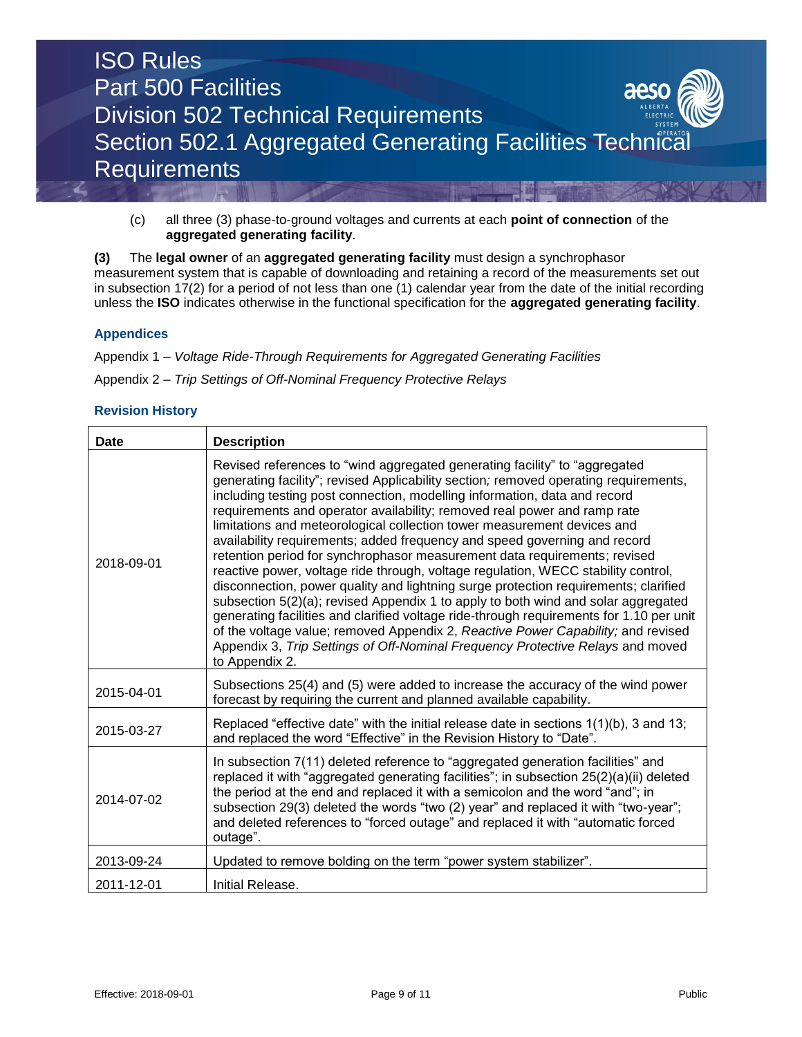(c) all three (3) phase-to-ground voltages and currents at each **point of connection** of the **aggregated generating facility**.

**(3)** The **legal owner** of an **aggregated generating facility** must design a synchrophasor measurement system that is capable of downloading and retaining a record of the measurements set out in subsection 17(2) for a period of not less than one (1) calendar year from the date of the initial recording unless the **ISO** indicates otherwise in the functional specification for the **aggregated generating facility**.

### Appendices

Appendix 1 – *Voltage Ride-Through Requirements for Aggregated Generating Facilities*

Appendix 2 – *Trip Settings of Off-Nominal Frequency Protective Relays*

### Revision History

| Date | Description |
|---|---|
| 2018-09-01 | Revised references to "wind aggregated generating facility" to "aggregated generating facility"; revised Applicability section; removed operating requirements, including testing post connection, modelling information, data and record requirements and operator availability; removed real power and ramp rate limitations and meteorological collection tower measurement devices and availability requirements; added frequency and speed governing and record retention period for synchrophasor measurement data requirements; revised reactive power, voltage ride through, voltage regulation, WECC stability control, disconnection, power quality and lightning surge protection requirements; clarified subsection 5(2)(a); revised Appendix 1 to apply to both wind and solar aggregated generating facilities and clarified voltage ride-through requirements for 1.10 per unit of the voltage value; removed Appendix 2, *Reactive Power Capability;* and revised Appendix 3, *Trip Settings of Off-Nominal Frequency Protective Relays* and moved to Appendix 2. |
| 2015-04-01 | Subsections 25(4) and (5) were added to increase the accuracy of the wind power forecast by requiring the current and planned available capability. |
| 2015-03-27 | Replaced "effective date" with the initial release date in sections 1(1)(b), 3 and 13; and replaced the word "Effective" in the Revision History to "Date". |
| 2014-07-02 | In subsection 7(11) deleted reference to "aggregated generation facilities" and replaced it with "aggregated generating facilities"; in subsection 25(2)(a)(ii) deleted the period at the end and replaced it with a semicolon and the word "and"; in subsection 29(3) deleted the words "two (2) year" and replaced it with "two-year"; and deleted references to "forced outage" and replaced it with "automatic forced outage". |
| 2013-09-24 | Updated to remove bolding on the term "power system stabilizer". |
| 2011-12-01 | Initial Release. |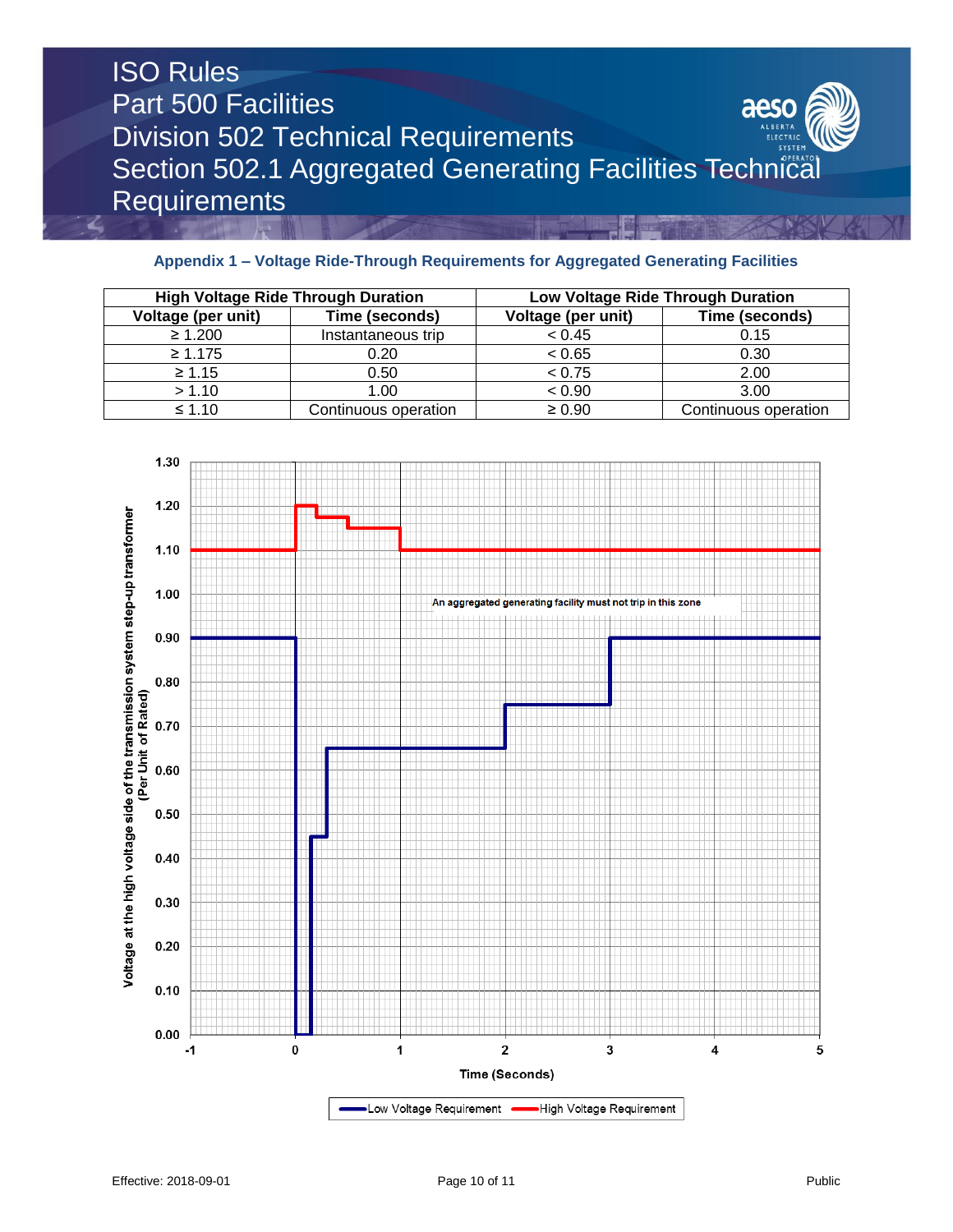## Appendix 1 – Voltage Ride-Through Requirements for Aggregated Generating Facilities

| High Voltage Ride Through Duration | | Low Voltage Ride Through Duration | |
|---|---|---|---|
| Voltage (per unit) | Time (seconds) | Voltage (per unit) | Time (seconds) |
| ≥ 1.200 | Instantaneous trip | < 0.45 | 0.15 |
| ≥ 1.175 | 0.20 | < 0.65 | 0.30 |
| ≥ 1.15 | 0.50 | < 0.75 | 2.00 |
| > 1.10 | 1.00 | < 0.90 | 3.00 |
| ≤ 1.10 | Continuous operation | ≥ 0.90 | Continuous operation |

An aggregated generating facility must not trip in this zone

Voltage at the high voltage side of the transmission system step-up transformer (Per Unit of Rated)

Time (Seconds)

Low Voltage Requirement — High Voltage Requirement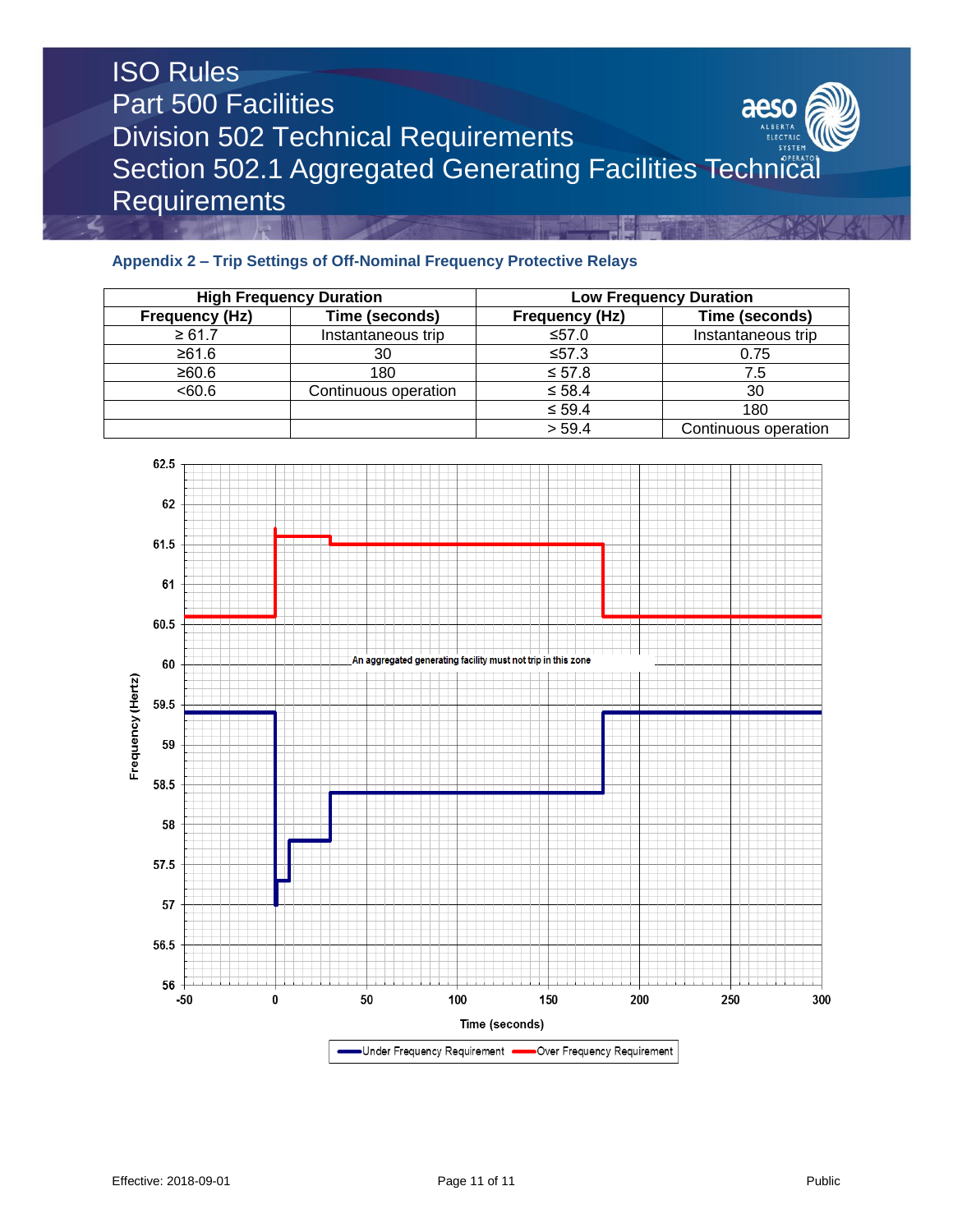## Appendix 2 – Trip Settings of Off-Nominal Frequency Protective Relays

| High Frequency Duration | | Low Frequency Duration | |
|---|---|---|---|
| Frequency (Hz) | Time (seconds) | Frequency (Hz) | Time (seconds) |
| ≥ 61.7 | Instantaneous trip | ≤57.0 | Instantaneous trip |
| ≥61.6 | 30 | ≤57.3 | 0.75 |
| ≥60.6 | 180 | ≤ 57.8 | 7.5 |
| <60.6 | Continuous operation | ≤ 58.4 | 30 |
| | | ≤ 59.4 | 180 |
| | | > 59.4 | Continuous operation |

Frequency (Hertz)

62.5
62
61.5
61
60.5
60
59.5
59
58.5
58
57.5
57
56.5
56

An aggregated generating facility must not trip in this zone

-50
0
50
100
150
200
250
300

Time (seconds)

Under Frequency Requirement
Over Frequency Requirement